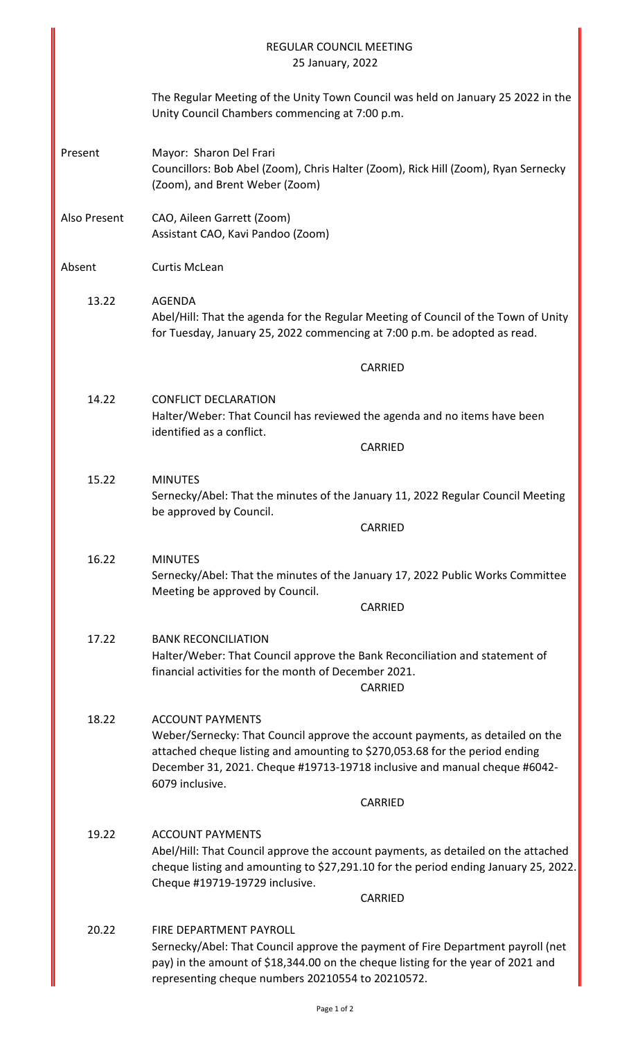# REGULAR COUNCIL MEETING
25 January, 2022

The Regular Meeting of the Unity Town Council was held on January 25 2022 in the Unity Council Chambers commencing at 7:00 p.m.

**Present**
Mayor: Sharon Del Frari
Councillors: Bob Abel (Zoom), Chris Halter (Zoom), Rick Hill (Zoom), Ryan Sernecky (Zoom), and Brent Weber (Zoom)

**Also Present**
CAO, Aileen Garrett (Zoom)
Assistant CAO, Kavi Pandoo (Zoom)

**Absent**
Curtis McLean

**13.22 AGENDA**
Abel/Hill: That the agenda for the Regular Meeting of Council of the Town of Unity for Tuesday, January 25, 2022 commencing at 7:00 p.m. be adopted as read.

CARRIED

**14.22 CONFLICT DECLARATION**
Halter/Weber: That Council has reviewed the agenda and no items have been identified as a conflict.

CARRIED

**15.22 MINUTES**
Sernecky/Abel: That the minutes of the January 11, 2022 Regular Council Meeting be approved by Council.

CARRIED

**16.22 MINUTES**
Sernecky/Abel: That the minutes of the January 17, 2022 Public Works Committee Meeting be approved by Council.

CARRIED

**17.22 BANK RECONCILIATION**
Halter/Weber: That Council approve the Bank Reconciliation and statement of financial activities for the month of December 2021.

CARRIED

**18.22 ACCOUNT PAYMENTS**
Weber/Sernecky: That Council approve the account payments, as detailed on the attached cheque listing and amounting to $270,053.68 for the period ending December 31, 2021. Cheque #19713-19718 inclusive and manual cheque #6042-6079 inclusive.

CARRIED

**19.22 ACCOUNT PAYMENTS**
Abel/Hill: That Council approve the account payments, as detailed on the attached cheque listing and amounting to $27,291.10 for the period ending January 25, 2022. Cheque #19719-19729 inclusive.

CARRIED

**20.22 FIRE DEPARTMENT PAYROLL**
Sernecky/Abel: That Council approve the payment of Fire Department payroll (net pay) in the amount of $18,344.00 on the cheque listing for the year of 2021 and representing cheque numbers 20210554 to 20210572.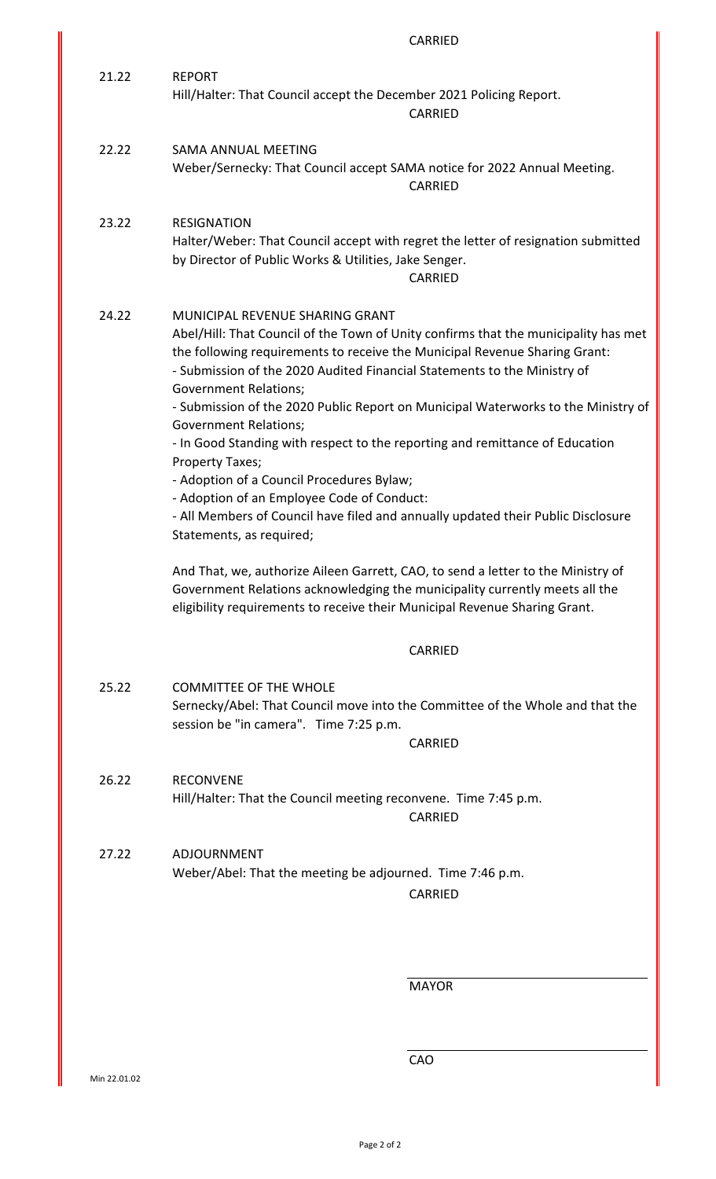CARRIED

21.22 REPORT

Hill/Halter: That Council accept the December 2021 Policing Report.

CARRIED

22.22 SAMA ANNUAL MEETING

Weber/Sernecky: That Council accept SAMA notice for 2022 Annual Meeting.

CARRIED

23.22 RESIGNATION

Halter/Weber: That Council accept with regret the letter of resignation submitted by Director of Public Works & Utilities, Jake Senger.

CARRIED

24.22 MUNICIPAL REVENUE SHARING GRANT

Abel/Hill: That Council of the Town of Unity confirms that the municipality has met the following requirements to receive the Municipal Revenue Sharing Grant:

- Submission of the 2020 Audited Financial Statements to the Ministry of Government Relations;
- Submission of the 2020 Public Report on Municipal Waterworks to the Ministry of Government Relations;
- In Good Standing with respect to the reporting and remittance of Education Property Taxes;
- Adoption of a Council Procedures Bylaw;
- Adoption of an Employee Code of Conduct:
- All Members of Council have filed and annually updated their Public Disclosure Statements, as required;

And That, we, authorize Aileen Garrett, CAO, to send a letter to the Ministry of Government Relations acknowledging the municipality currently meets all the eligibility requirements to receive their Municipal Revenue Sharing Grant.

CARRIED

25.22 COMMITTEE OF THE WHOLE

Sernecky/Abel: That Council move into the Committee of the Whole and that the session be "in camera". Time 7:25 p.m.

CARRIED

26.22 RECONVENE

Hill/Halter: That the Council meeting reconvene. Time 7:45 p.m.

CARRIED

27.22 ADJOURNMENT

Weber/Abel: That the meeting be adjourned. Time 7:46 p.m.

CARRIED

MAYOR

CAO

Min 22.01.02